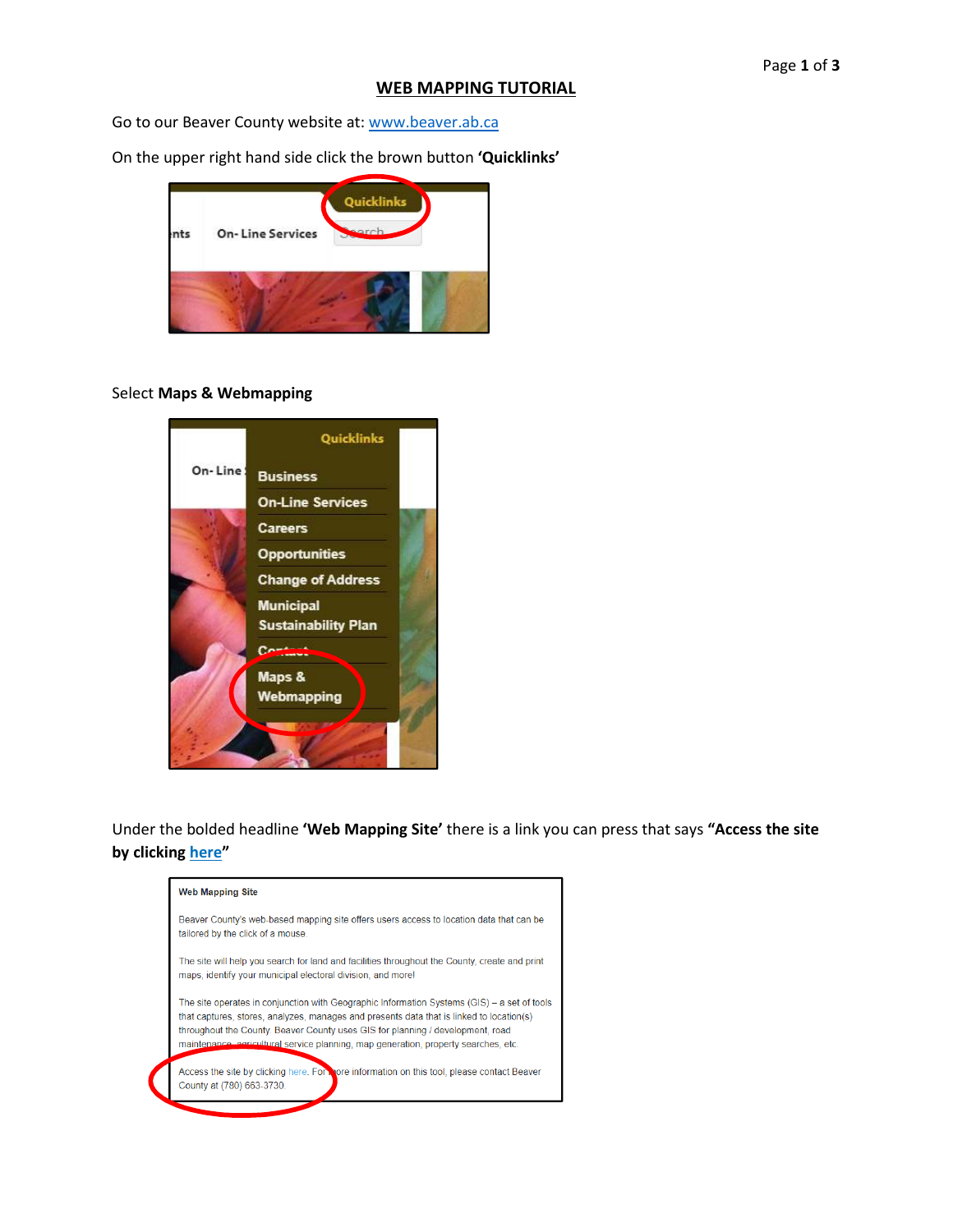# WEB MAPPING TUTORIAL

Go to our Beaver County website at: www.beaver.ab.ca

On the upper right hand side click the brown button **'Quicklinks'**

Select **Maps & Webmapping**

Under the bolded headline **'Web Mapping Site'** there is a link you can press that says **"Access the site by clicking here"**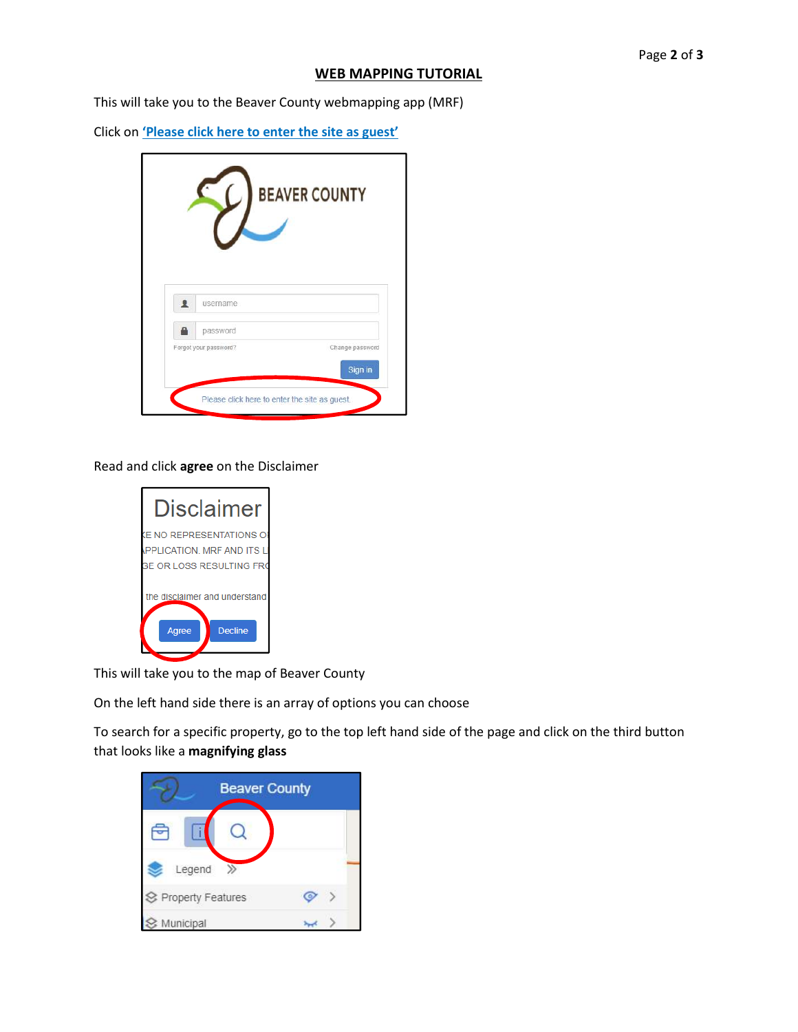## WEB MAPPING TUTORIAL

This will take you to the Beaver County webmapping app (MRF)

Click on **'Please click here to enter the site as guest'**

Read and click **agree** on the Disclaimer

This will take you to the map of Beaver County

On the left hand side there is an array of options you can choose

To search for a specific property, go to the top left hand side of the page and click on the third button that looks like a **magnifying glass**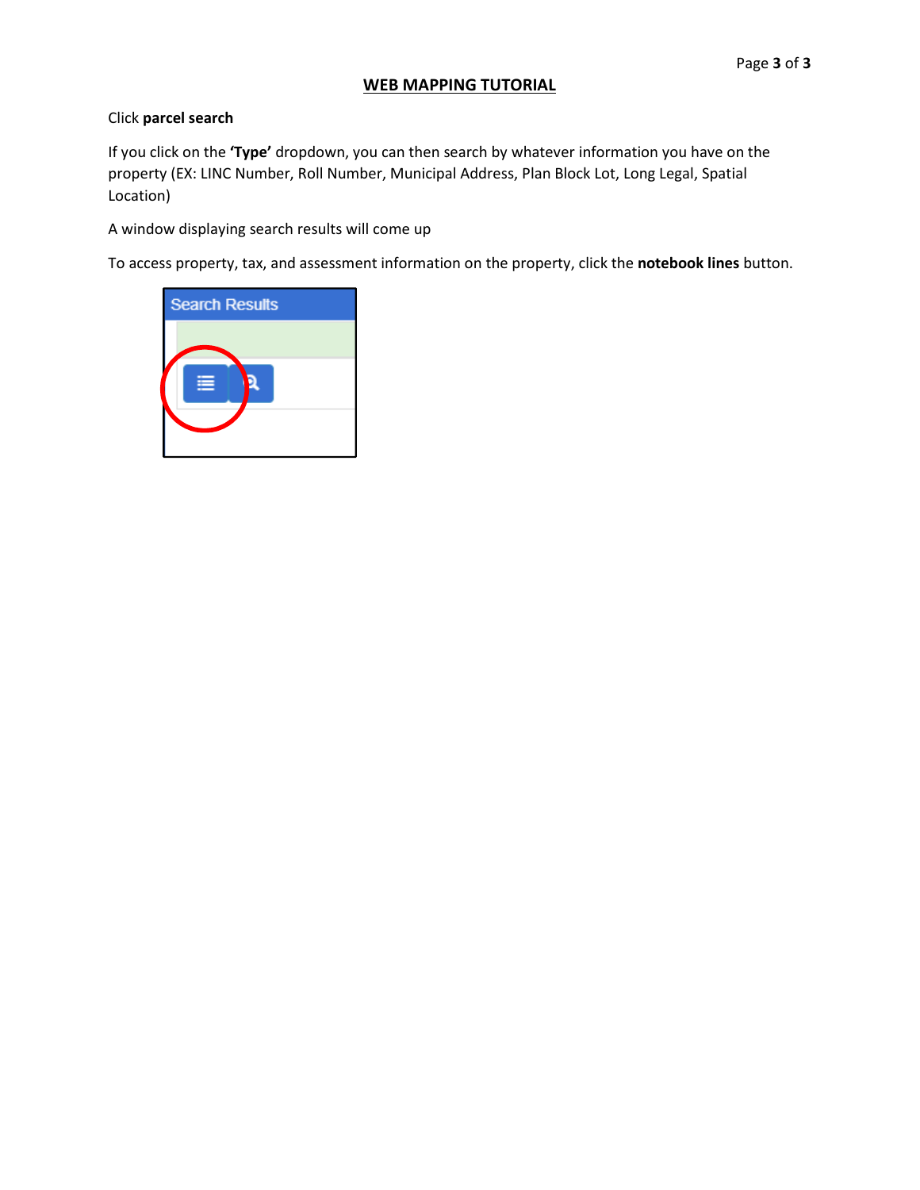## WEB MAPPING TUTORIAL

Click **parcel search**

If you click on the **'Type'** dropdown, you can then search by whatever information you have on the property (EX: LINC Number, Roll Number, Municipal Address, Plan Block Lot, Long Legal, Spatial Location)

A window displaying search results will come up

To access property, tax, and assessment information on the property, click the **notebook lines** button.

Search Results